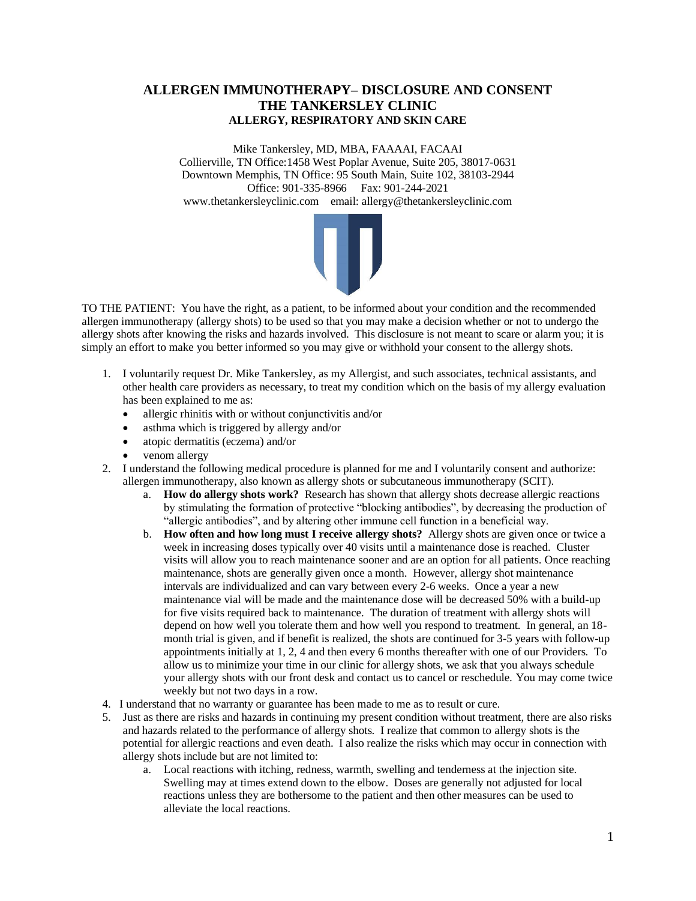# ALLERGEN IMMUNOTHERAPY– DISCLOSURE AND CONSENT
## THE TANKERSLEY CLINIC
### ALLERGY, RESPIRATORY AND SKIN CARE

Mike Tankersley, MD, MBA, FAAAAI, FACAAI
Collierville, TN Office:1458 West Poplar Avenue, Suite 205, 38017-0631
Downtown Memphis, TN Office: 95 South Main, Suite 102, 38103-2944
Office: 901-335-8966 Fax: 901-244-2021
www.thetankersleyclinic.com email: allergy@thetankersleyclinic.com

TO THE PATIENT: You have the right, as a patient, to be informed about your condition and the recommended allergen immunotherapy (allergy shots) to be used so that you may make a decision whether or not to undergo the allergy shots after knowing the risks and hazards involved. This disclosure is not meant to scare or alarm you; it is simply an effort to make you better informed so you may give or withhold your consent to the allergy shots.

1. I voluntarily request Dr. Mike Tankersley, as my Allergist, and such associates, technical assistants, and other health care providers as necessary, to treat my condition which on the basis of my allergy evaluation has been explained to me as:
   - allergic rhinitis with or without conjunctivitis and/or
   - asthma which is triggered by allergy and/or
   - atopic dermatitis (eczema) and/or
   - venom allergy
2. I understand the following medical procedure is planned for me and I voluntarily consent and authorize: allergen immunotherapy, also known as allergy shots or subcutaneous immunotherapy (SCIT).
   a. **How do allergy shots work?** Research has shown that allergy shots decrease allergic reactions by stimulating the formation of protective "blocking antibodies", by decreasing the production of "allergic antibodies", and by altering other immune cell function in a beneficial way.
   b. **How often and how long must I receive allergy shots?** Allergy shots are given once or twice a week in increasing doses typically over 40 visits until a maintenance dose is reached. Cluster visits will allow you to reach maintenance sooner and are an option for all patients. Once reaching maintenance, shots are generally given once a month. However, allergy shot maintenance intervals are individualized and can vary between every 2-6 weeks. Once a year a new maintenance vial will be made and the maintenance dose will be decreased 50% with a build-up for five visits required back to maintenance. The duration of treatment with allergy shots will depend on how well you tolerate them and how well you respond to treatment. In general, an 18-month trial is given, and if benefit is realized, the shots are continued for 3-5 years with follow-up appointments initially at 1, 2, 4 and then every 6 months thereafter with one of our Providers. To allow us to minimize your time in our clinic for allergy shots, we ask that you always schedule your allergy shots with our front desk and contact us to cancel or reschedule. You may come twice weekly but not two days in a row.
4. I understand that no warranty or guarantee has been made to me as to result or cure.
5. Just as there are risks and hazards in continuing my present condition without treatment, there are also risks and hazards related to the performance of allergy shots. I realize that common to allergy shots is the potential for allergic reactions and even death. I also realize the risks which may occur in connection with allergy shots include but are not limited to:
   a. Local reactions with itching, redness, warmth, swelling and tenderness at the injection site. Swelling may at times extend down to the elbow. Doses are generally not adjusted for local reactions unless they are bothersome to the patient and then other measures can be used to alleviate the local reactions.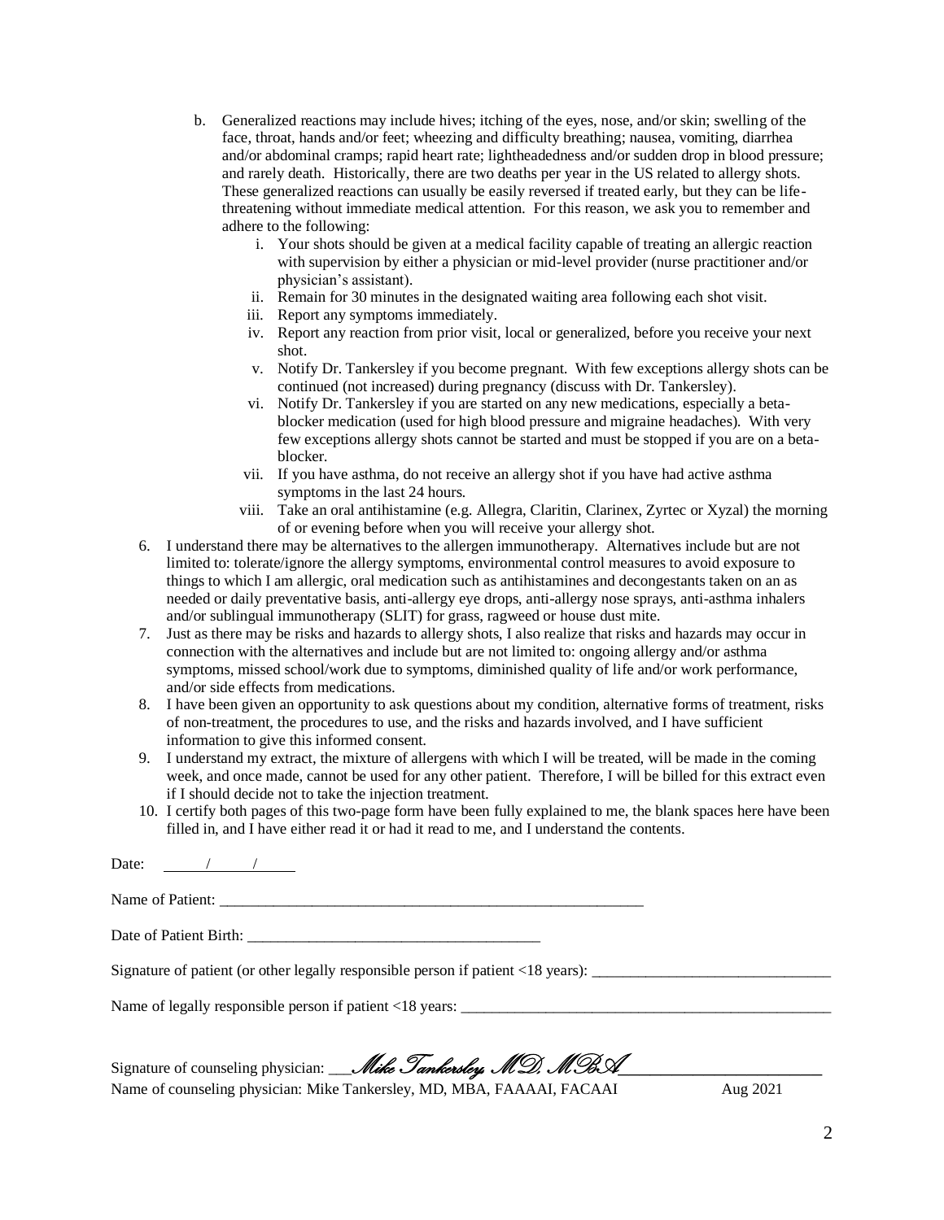b. Generalized reactions may include hives; itching of the eyes, nose, and/or skin; swelling of the face, throat, hands and/or feet; wheezing and difficulty breathing; nausea, vomiting, diarrhea and/or abdominal cramps; rapid heart rate; lightheadedness and/or sudden drop in blood pressure; and rarely death. Historically, there are two deaths per year in the US related to allergy shots. These generalized reactions can usually be easily reversed if treated early, but they can be life-threatening without immediate medical attention. For this reason, we ask you to remember and adhere to the following:
   i. Your shots should be given at a medical facility capable of treating an allergic reaction with supervision by either a physician or mid-level provider (nurse practitioner and/or physician's assistant).
   ii. Remain for 30 minutes in the designated waiting area following each shot visit.
   iii. Report any symptoms immediately.
   iv. Report any reaction from prior visit, local or generalized, before you receive your next shot.
   v. Notify Dr. Tankersley if you become pregnant. With few exceptions allergy shots can be continued (not increased) during pregnancy (discuss with Dr. Tankersley).
   vi. Notify Dr. Tankersley if you are started on any new medications, especially a beta-blocker medication (used for high blood pressure and migraine headaches). With very few exceptions allergy shots cannot be started and must be stopped if you are on a beta-blocker.
   vii. If you have asthma, do not receive an allergy shot if you have had active asthma symptoms in the last 24 hours.
   viii. Take an oral antihistamine (e.g. Allegra, Claritin, Clarinex, Zyrtec or Xyzal) the morning of or evening before when you will receive your allergy shot.

6. I understand there may be alternatives to the allergen immunotherapy. Alternatives include but are not limited to: tolerate/ignore the allergy symptoms, environmental control measures to avoid exposure to things to which I am allergic, oral medication such as antihistamines and decongestants taken on an as needed or daily preventative basis, anti-allergy eye drops, anti-allergy nose sprays, anti-asthma inhalers and/or sublingual immunotherapy (SLIT) for grass, ragweed or house dust mite.
7. Just as there may be risks and hazards to allergy shots, I also realize that risks and hazards may occur in connection with the alternatives and include but are not limited to: ongoing allergy and/or asthma symptoms, missed school/work due to symptoms, diminished quality of life and/or work performance, and/or side effects from medications.
8. I have been given an opportunity to ask questions about my condition, alternative forms of treatment, risks of non-treatment, the procedures to use, and the risks and hazards involved, and I have sufficient information to give this informed consent.
9. I understand my extract, the mixture of allergens with which I will be treated, will be made in the coming week, and once made, cannot be used for any other patient. Therefore, I will be billed for this extract even if I should decide not to take the injection treatment.
10. I certify both pages of this two-page form have been fully explained to me, the blank spaces here have been filled in, and I have either read it or had it read to me, and I understand the contents.

Date: ____/____/____

Name of Patient: ____________________________________________________

Date of Patient Birth: ______________________________________

Signature of patient (or other legally responsible person if patient <18 years): ______________________________

Name of legally responsible person if patient <18 years: __________________________________________________

Signature of counseling physician: ___*Mike Tankersley, MD, MBA*________________________

Name of counseling physician: Mike Tankersley, MD, MBA, FAAAAI, FACAAI Aug 2021